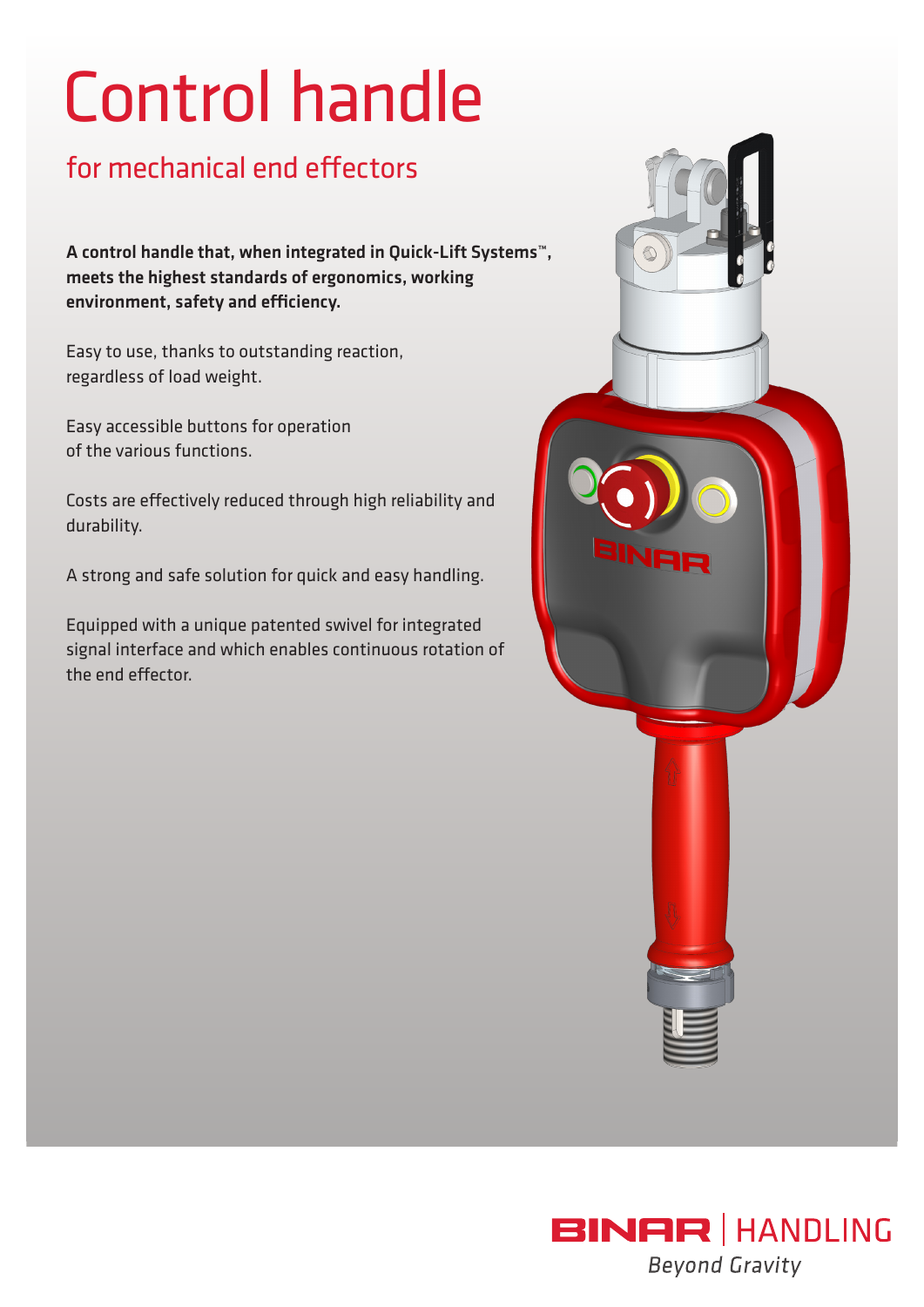# Control handle

## for mechanical end effectors

**A control handle that, when integrated in Quick-Lift Systems™, meets the highest standards of ergonomics, working environment, safety and efficiency.**

Easy to use, thanks to outstanding reaction, regardless of load weight.

Easy accessible buttons for operation of the various functions.

Costs are effectively reduced through high reliability and durability.

A strong and safe solution for quick and easy handling.

Equipped with a unique patented swivel for integrated signal interface and which enables continuous rotation of the end effector.

BINAR | HANDLING

*Beyond Gravity*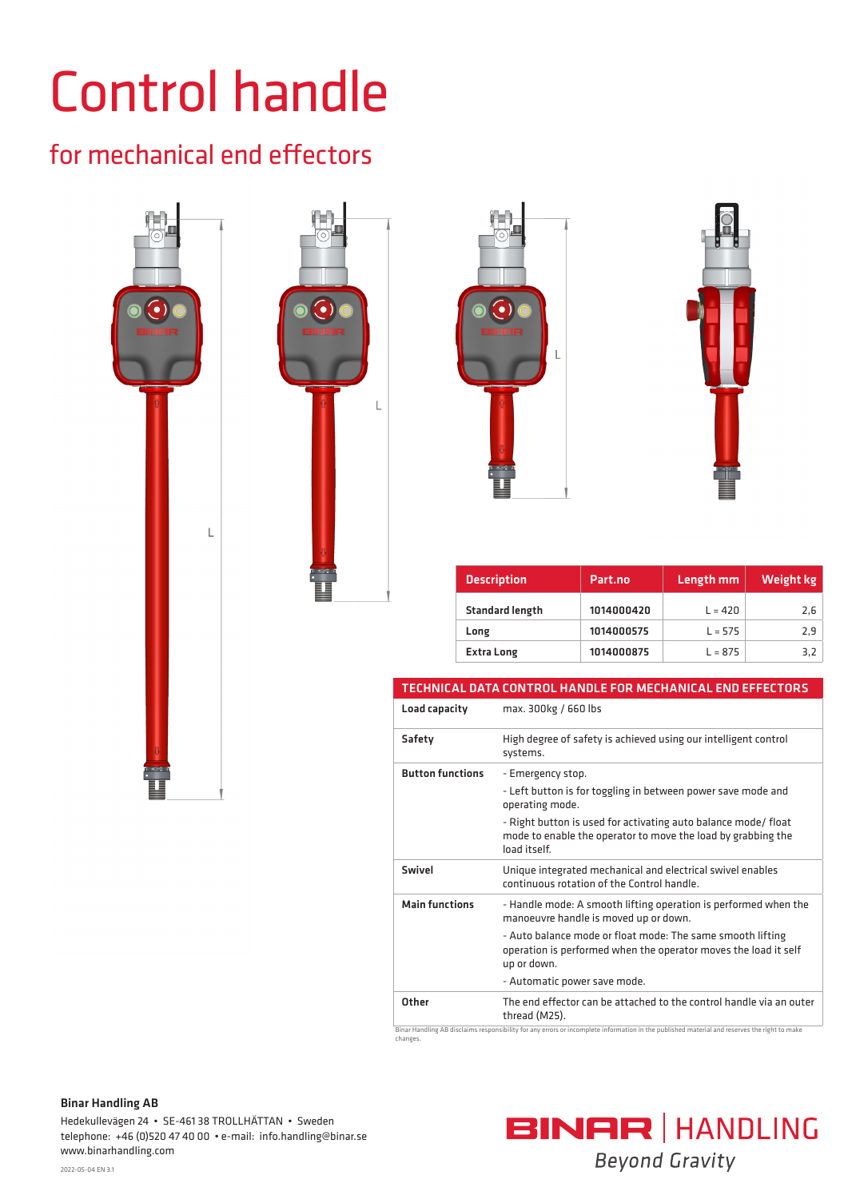# Control handle

## for mechanical end effectors

L

L

L

| Description | Part.no | Length mm | Weight kg |
|---|---|---|---|
| Standard length | 1014000420 | L = 420 | 2,6 |
| Long | 1014000575 | L = 575 | 2,9 |
| Extra Long | 1014000875 | L = 875 | 3,2 |

| TECHNICAL DATA CONTROL HANDLE FOR MECHANICAL END EFFECTORS | |
|---|---|
| **Load capacity** | max. 300kg / 660 lbs |
| **Safety** | High degree of safety is achieved using our intelligent control systems. |
| **Button functions** | - Emergency stop.<br>- Left button is for toggling in between power save mode and operating mode.<br>- Right button is used for activating auto balance mode/ float mode to enable the operator to move the load by grabbing the load itself. |
| **Swivel** | Unique integrated mechanical and electrical swivel enables continuous rotation of the Control handle. |
| **Main functions** | - Handle mode: A smooth lifting operation is performed when the manoeuvre handle is moved up or down.<br>- Auto balance mode or float mode: The same smooth lifting operation is performed when the operator moves the load it self up or down.<br>- Automatic power save mode. |
| **Other** | The end effector can be attached to the control handle via an outer thread (M25). |

Binar Handling AB disclaims responsibility for any errors or incomplete information in the published material and reserves the right to make changes.

**Binar Handling AB**

Hedekullevägen 24 • SE-461 38 TROLLHÄTTAN • Sweden
telephone: +46 (0)520 47 40 00 • e-mail: info.handling@binar.se
www.binarhandling.com

2022-05-04 EN 3.1

BINAR | HANDLING
*Beyond Gravity*